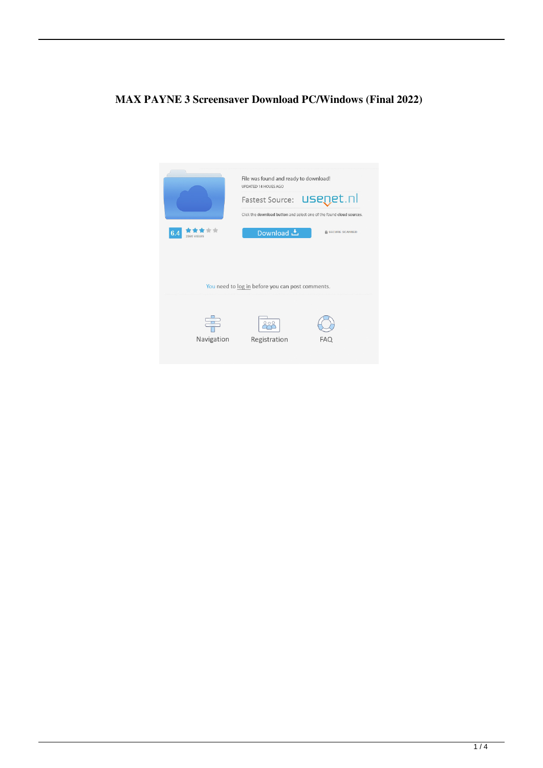# MAX PAYNE 3 Screensaver Download PC/Windows (Final 2022)

File was found and ready to download!

UPDATED 14 HOURS AGO

Fastest Source: usenet.nl

Click the download button and select one of the found cloud sources.

6.4

2666 VIEWS

Download

SECURE SCANNED

You need to log in before you can post comments.

Navigation

Registration

FAQ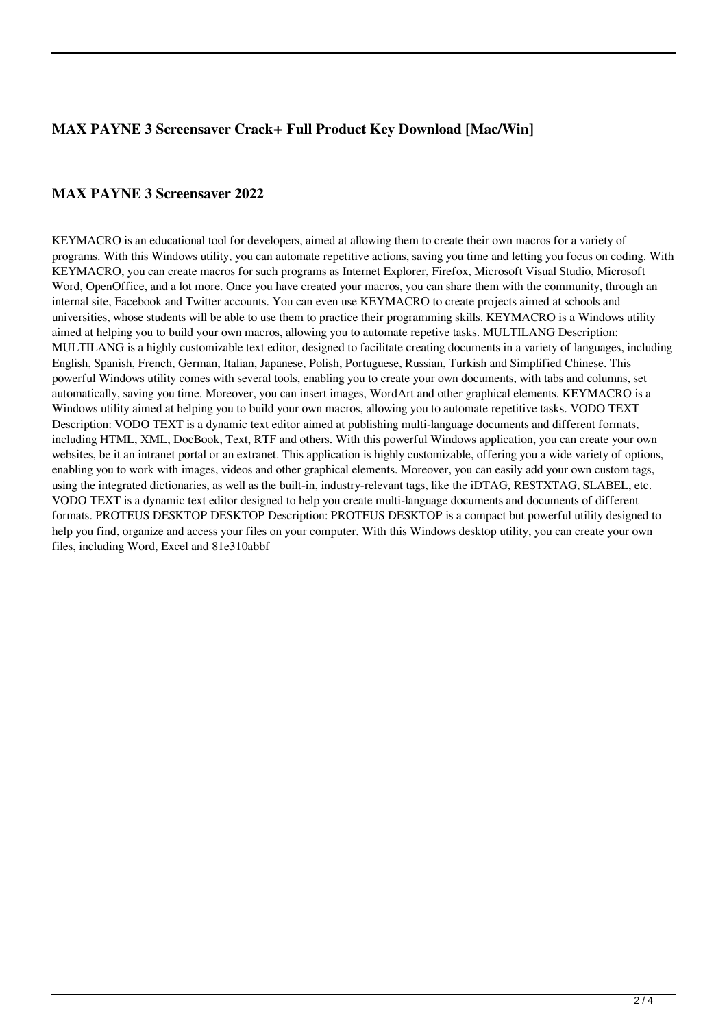## MAX PAYNE 3 Screensaver Crack+ Full Product Key Download [Mac/Win]

## MAX PAYNE 3 Screensaver 2022

KEYMACRO is an educational tool for developers, aimed at allowing them to create their own macros for a variety of programs. With this Windows utility, you can automate repetitive actions, saving you time and letting you focus on coding. With KEYMACRO, you can create macros for such programs as Internet Explorer, Firefox, Microsoft Visual Studio, Microsoft Word, OpenOffice, and a lot more. Once you have created your macros, you can share them with the community, through an internal site, Facebook and Twitter accounts. You can even use KEYMACRO to create projects aimed at schools and universities, whose students will be able to use them to practice their programming skills. KEYMACRO is a Windows utility aimed at helping you to build your own macros, allowing you to automate repetive tasks. MULTILANG Description: MULTILANG is a highly customizable text editor, designed to facilitate creating documents in a variety of languages, including English, Spanish, French, German, Italian, Japanese, Polish, Portuguese, Russian, Turkish and Simplified Chinese. This powerful Windows utility comes with several tools, enabling you to create your own documents, with tabs and columns, set automatically, saving you time. Moreover, you can insert images, WordArt and other graphical elements. KEYMACRO is a Windows utility aimed at helping you to build your own macros, allowing you to automate repetitive tasks. VODO TEXT Description: VODO TEXT is a dynamic text editor aimed at publishing multi-language documents and different formats, including HTML, XML, DocBook, Text, RTF and others. With this powerful Windows application, you can create your own websites, be it an intranet portal or an extranet. This application is highly customizable, offering you a wide variety of options, enabling you to work with images, videos and other graphical elements. Moreover, you can easily add your own custom tags, using the integrated dictionaries, as well as the built-in, industry-relevant tags, like the iDTAG, RESTXTAG, SLABEL, etc. VODO TEXT is a dynamic text editor designed to help you create multi-language documents and documents of different formats. PROTEUS DESKTOP DESKTOP Description: PROTEUS DESKTOP is a compact but powerful utility designed to help you find, organize and access your files on your computer. With this Windows desktop utility, you can create your own files, including Word, Excel and 81e310abbf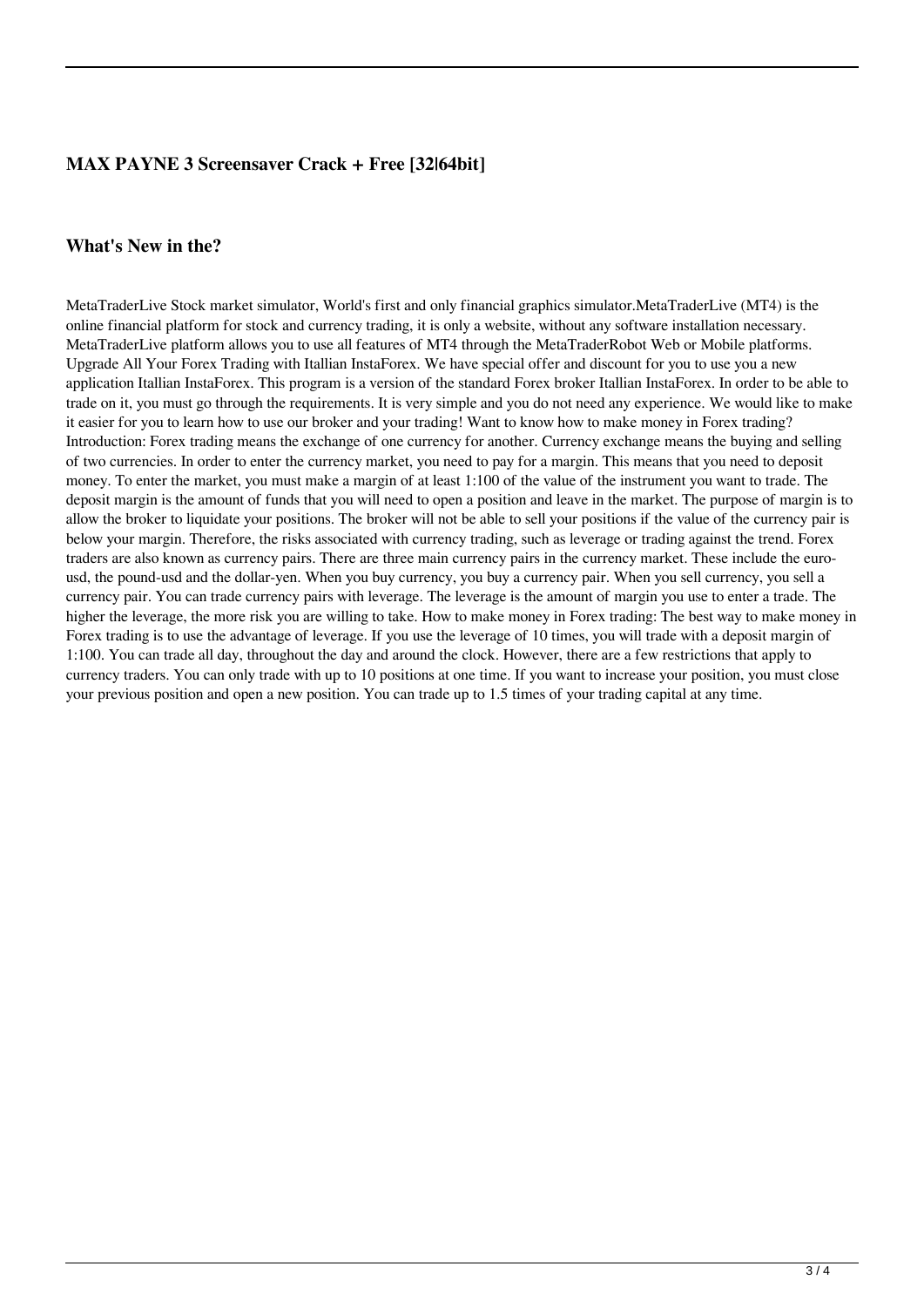### MAX PAYNE 3 Screensaver Crack + Free [32|64bit]

### What's New in the?

MetaTraderLive Stock market simulator, World's first and only financial graphics simulator.MetaTraderLive (MT4) is the online financial platform for stock and currency trading, it is only a website, without any software installation necessary. MetaTraderLive platform allows you to use all features of MT4 through the MetaTraderRobot Web or Mobile platforms. Upgrade All Your Forex Trading with Itallian InstaForex. We have special offer and discount for you to use you a new application Itallian InstaForex. This program is a version of the standard Forex broker Itallian InstaForex. In order to be able to trade on it, you must go through the requirements. It is very simple and you do not need any experience. We would like to make it easier for you to learn how to use our broker and your trading! Want to know how to make money in Forex trading? Introduction: Forex trading means the exchange of one currency for another. Currency exchange means the buying and selling of two currencies. In order to enter the currency market, you need to pay for a margin. This means that you need to deposit money. To enter the market, you must make a margin of at least 1:100 of the value of the instrument you want to trade. The deposit margin is the amount of funds that you will need to open a position and leave in the market. The purpose of margin is to allow the broker to liquidate your positions. The broker will not be able to sell your positions if the value of the currency pair is below your margin. Therefore, the risks associated with currency trading, such as leverage or trading against the trend. Forex traders are also known as currency pairs. There are three main currency pairs in the currency market. These include the euro-usd, the pound-usd and the dollar-yen. When you buy currency, you buy a currency pair. When you sell currency, you sell a currency pair. You can trade currency pairs with leverage. The leverage is the amount of margin you use to enter a trade. The higher the leverage, the more risk you are willing to take. How to make money in Forex trading: The best way to make money in Forex trading is to use the advantage of leverage. If you use the leverage of 10 times, you will trade with a deposit margin of 1:100. You can trade all day, throughout the day and around the clock. However, there are a few restrictions that apply to currency traders. You can only trade with up to 10 positions at one time. If you want to increase your position, you must close your previous position and open a new position. You can trade up to 1.5 times of your trading capital at any time.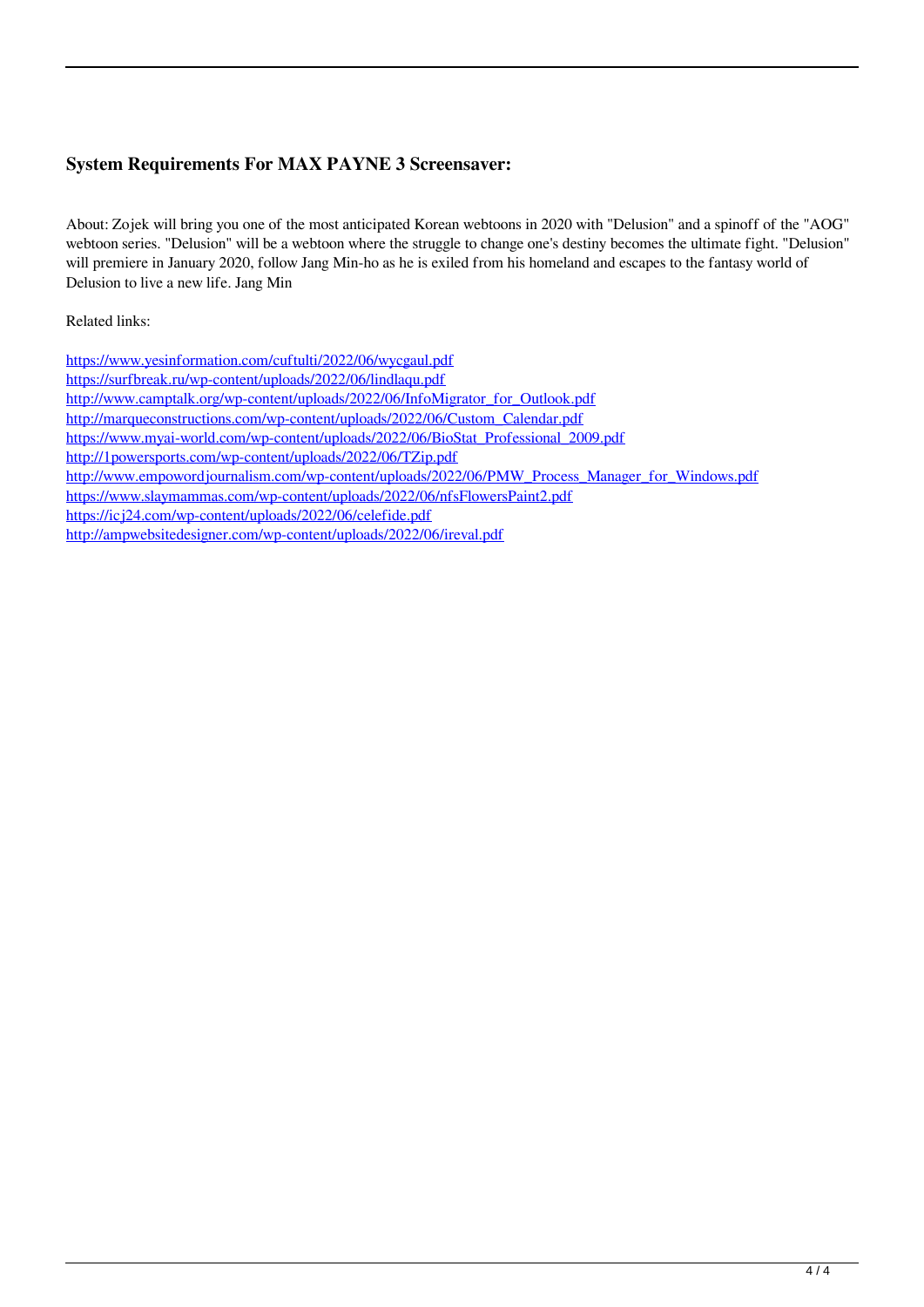### System Requirements For MAX PAYNE 3 Screensaver:

About: Zojek will bring you one of the most anticipated Korean webtoons in 2020 with "Delusion" and a spinoff of the "AOG" webtoon series. "Delusion" will be a webtoon where the struggle to change one's destiny becomes the ultimate fight. "Delusion" will premiere in January 2020, follow Jang Min-ho as he is exiled from his homeland and escapes to the fantasy world of Delusion to live a new life. Jang Min

Related links:

https://www.yesinformation.com/cuftulti/2022/06/wycgaul.pdf
https://surfbreak.ru/wp-content/uploads/2022/06/lindlaqu.pdf
http://www.camptalk.org/wp-content/uploads/2022/06/InfoMigrator_for_Outlook.pdf
http://marqueconstructions.com/wp-content/uploads/2022/06/Custom_Calendar.pdf
https://www.myai-world.com/wp-content/uploads/2022/06/BioStat_Professional_2009.pdf
http://1powersports.com/wp-content/uploads/2022/06/TZip.pdf
http://www.empowordjournalism.com/wp-content/uploads/2022/06/PMW_Process_Manager_for_Windows.pdf
https://www.slaymammas.com/wp-content/uploads/2022/06/nfsFlowersPaint2.pdf
https://icj24.com/wp-content/uploads/2022/06/celefide.pdf
http://ampwebsitedesigner.com/wp-content/uploads/2022/06/ireval.pdf